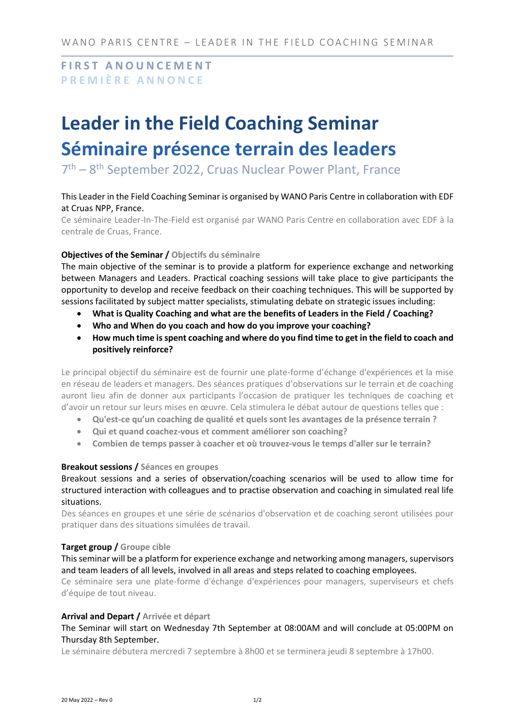**FIRST ANOUNCEMENT**
**PREMIÈRE ANNONCE**

# Leader in the Field Coaching Seminar
# Séminaire présence terrain des leaders

7th – 8th September 2022, Cruas Nuclear Power Plant, France

This Leader in the Field Coaching Seminar is organised by WANO Paris Centre in collaboration with EDF at Cruas NPP, France.

Ce séminaire Leader-In-The-Field est organisé par WANO Paris Centre en collaboration avec EDF à la centrale de Cruas, France.

**Objectives of the Seminar / Objectifs du séminaire**

The main objective of the seminar is to provide a platform for experience exchange and networking between Managers and Leaders. Practical coaching sessions will take place to give participants the opportunity to develop and receive feedback on their coaching techniques. This will be supported by sessions facilitated by subject matter specialists, stimulating debate on strategic issues including:

- **What is Quality Coaching and what are the benefits of Leaders in the Field / Coaching?**
- **Who and When do you coach and how do you improve your coaching?**
- **How much time is spent coaching and where do you find time to get in the field to coach and positively reinforce?**

Le principal objectif du séminaire est de fournir une plate-forme d'échange d'expériences et la mise en réseau de leaders et managers. Des séances pratiques d'observations sur le terrain et de coaching auront lieu afin de donner aux participants l'occasion de pratiquer les techniques de coaching et d'avoir un retour sur leurs mises en œuvre. Cela stimulera le débat autour de questions telles que :

- **Qu'est-ce qu'un coaching de qualité et quels sont les avantages de la présence terrain ?**
- **Qui et quand coachez-vous et comment améliorer son coaching?**
- **Combien de temps passer à coacher et où trouvez-vous le temps d'aller sur le terrain?**

**Breakout sessions / Séances en groupes**

Breakout sessions and a series of observation/coaching scenarios will be used to allow time for structured interaction with colleagues and to practise observation and coaching in simulated real life situations.

Des séances en groupes et une série de scénarios d'observation et de coaching seront utilisées pour pratiquer dans des situations simulées de travail.

**Target group / Groupe cible**

This seminar will be a platform for experience exchange and networking among managers, supervisors and team leaders of all levels, involved in all areas and steps related to coaching employees.

Ce séminaire sera une plate-forme d'échange d'expériences pour managers, superviseurs et chefs d'équipe de tout niveau.

**Arrival and Depart / Arrivée et départ**

The Seminar will start on Wednesday 7th September at 08:00AM and will conclude at 05:00PM on Thursday 8th September.

Le séminaire débutera mercredi 7 septembre à 8h00 et se terminera jeudi 8 septembre à 17h00.

20 May 2022 – Rev 0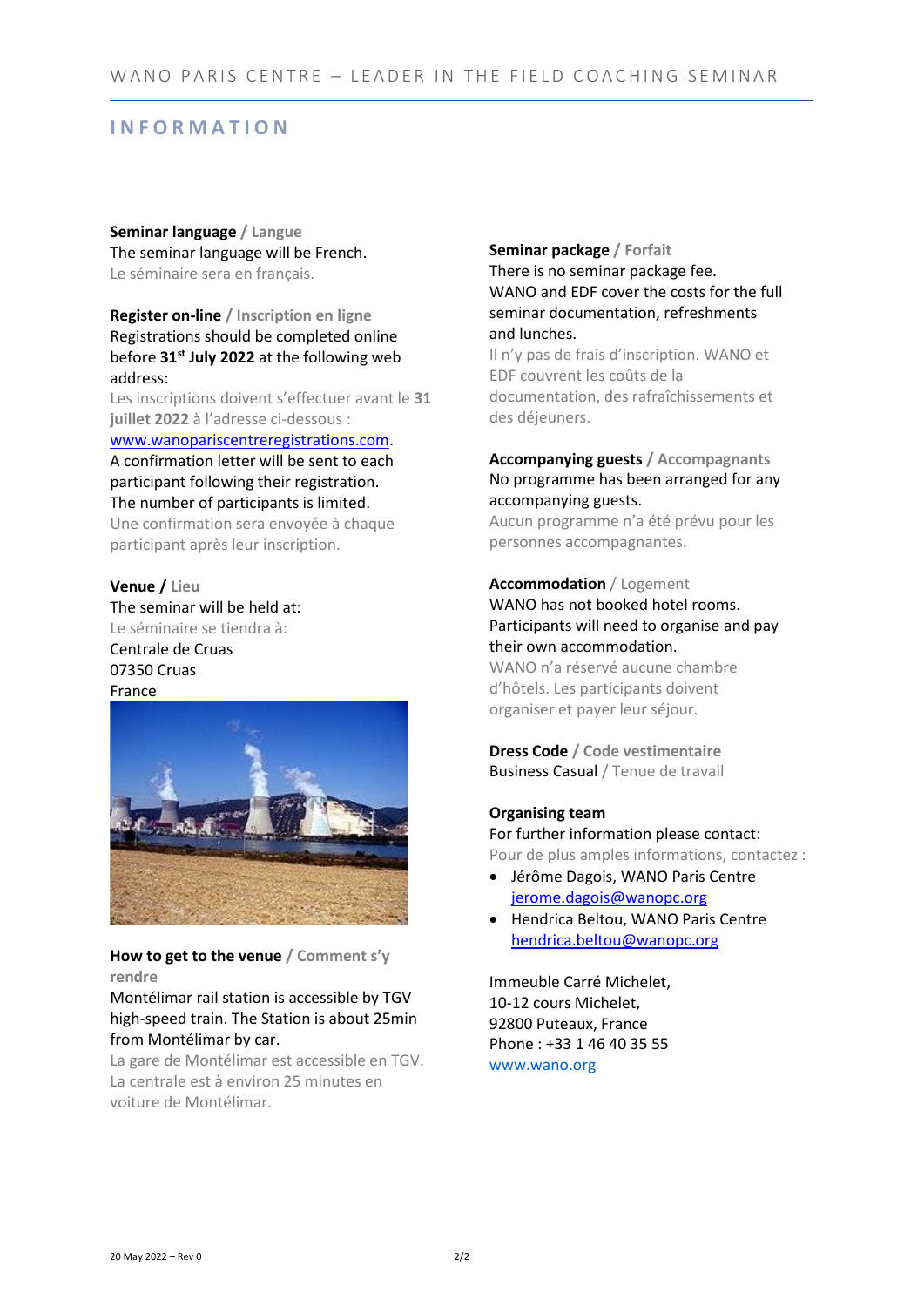# INFORMATION

**Seminar language** / **Langue**
The seminar language will be French.
Le séminaire sera en français.

**Register on-line** / **Inscription en ligne**
Registrations should be completed online before **31st July 2022** at the following web address:
Les inscriptions doivent s'effectuer avant le **31 juillet 2022** à l'adresse ci-dessous :
www.wanopariscentreregistrations.com.
A confirmation letter will be sent to each participant following their registration.
The number of participants is limited.
Une confirmation sera envoyée à chaque participant après leur inscription.

**Venue / Lieu**
The seminar will be held at:
Le séminaire se tiendra à:
Centrale de Cruas
07350 Cruas
France

**How to get to the venue** / **Comment s'y rendre**
Montélimar rail station is accessible by TGV high-speed train. The Station is about 25min from Montélimar by car.
La gare de Montélimar est accessible en TGV. La centrale est à environ 25 minutes en voiture de Montélimar.

**Seminar package** / **Forfait**
There is no seminar package fee.
WANO and EDF cover the costs for the full seminar documentation, refreshments and lunches.
Il n'y pas de frais d'inscription. WANO et EDF couvrent les coûts de la documentation, des rafraîchissements et des déjeuners.

**Accompanying guests** / **Accompagnants**
No programme has been arranged for any accompanying guests.
Aucun programme n'a été prévu pour les personnes accompagnantes.

**Accommodation** / Logement
WANO has not booked hotel rooms.
Participants will need to organise and pay their own accommodation.
WANO n'a réservé aucune chambre d'hôtels. Les participants doivent organiser et payer leur séjour.

**Dress Code** / **Code vestimentaire**
Business Casual / Tenue de travail

**Organising team**
For further information please contact:
Pour de plus amples informations, contactez :

- Jérôme Dagois, WANO Paris Centre
  jerome.dagois@wanopc.org
- Hendrica Beltou, WANO Paris Centre
  hendrica.beltou@wanopc.org

Immeuble Carré Michelet,
10-12 cours Michelet,
92800 Puteaux, France
Phone : +33 1 46 40 35 55
www.wano.org

20 May 2022 – Rev 0